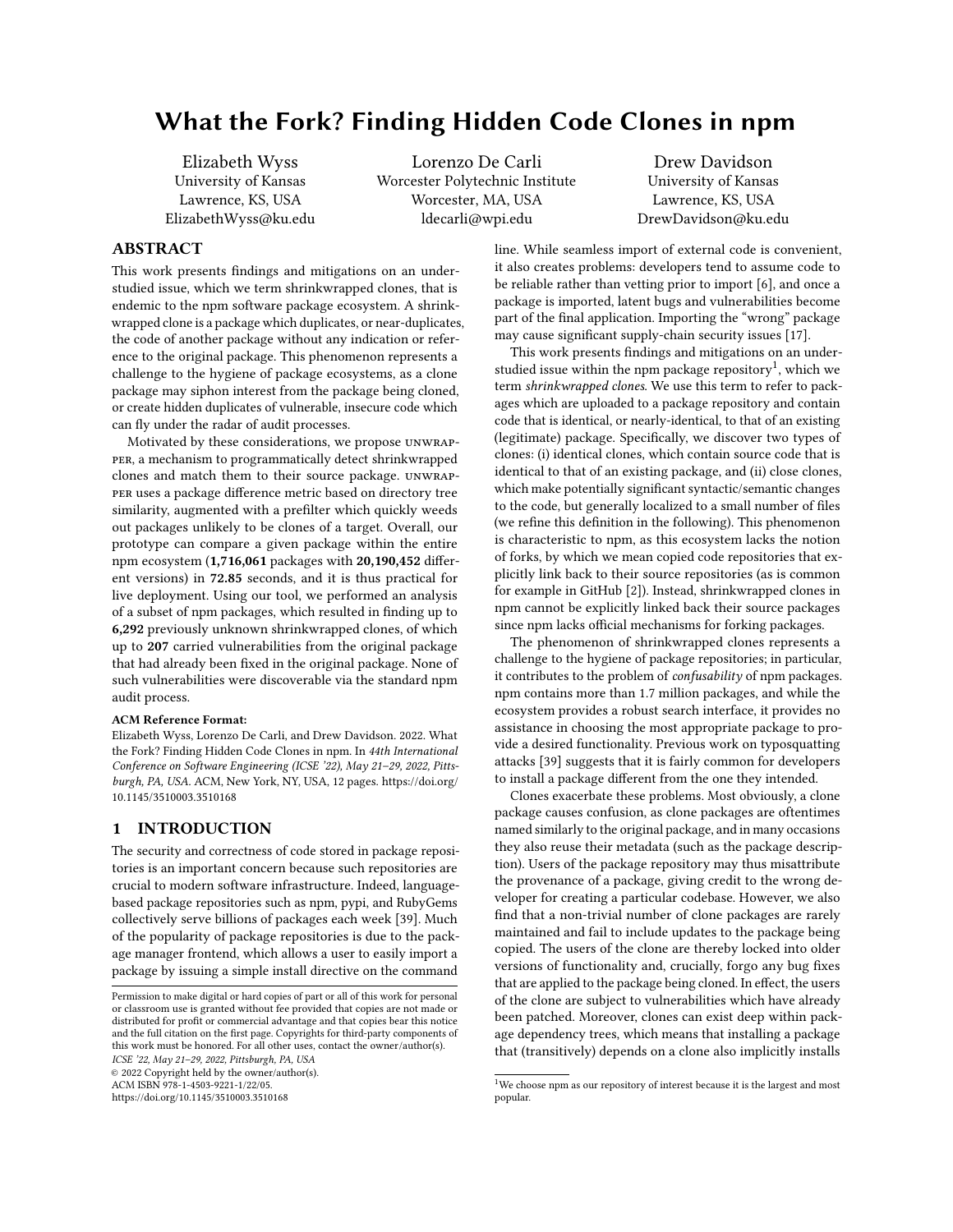# What the Fork? Finding Hidden Code Clones in npm

Elizabeth Wyss
University of Kansas
Lawrence, KS, USA
ElizabethWyss@ku.edu

Lorenzo De Carli
Worcester Polytechnic Institute
Worcester, MA, USA
ldecarli@wpi.edu

Drew Davidson
University of Kansas
Lawrence, KS, USA
DrewDavidson@ku.edu

## ABSTRACT

This work presents findings and mitigations on an understudied issue, which we term shrinkwrapped clones, that is endemic to the npm software package ecosystem. A shrinkwrapped clone is a package which duplicates, or near-duplicates, the code of another package without any indication or reference to the original package. This phenomenon represents a challenge to the hygiene of package ecosystems, as a clone package may siphon interest from the package being cloned, or create hidden duplicates of vulnerable, insecure code which can fly under the radar of audit processes.

Motivated by these considerations, we propose UNWRAPPER, a mechanism to programmatically detect shrinkwrapped clones and match them to their source package. UNWRAPPER uses a package difference metric based on directory tree similarity, augmented with a prefilter which quickly weeds out packages unlikely to be clones of a target. Overall, our prototype can compare a given package within the entire npm ecosystem (**1,716,061** packages with **20,190,452** different versions) in **72.85** seconds, and it is thus practical for live deployment. Using our tool, we performed an analysis of a subset of npm packages, which resulted in finding up to **6,292** previously unknown shrinkwrapped clones, of which up to **207** carried vulnerabilities from the original package that had already been fixed in the original package. None of such vulnerabilities were discoverable via the standard npm audit process.

**ACM Reference Format:**
Elizabeth Wyss, Lorenzo De Carli, and Drew Davidson. 2022. What the Fork? Finding Hidden Code Clones in npm. In *44th International Conference on Software Engineering (ICSE '22), May 21–29, 2022, Pittsburgh, PA, USA.* ACM, New York, NY, USA, 12 pages. https://doi.org/10.1145/3510003.3510168

## 1 INTRODUCTION

The security and correctness of code stored in package repositories is an important concern because such repositories are crucial to modern software infrastructure. Indeed, language-based package repositories such as npm, pypi, and RubyGems collectively serve billions of packages each week [39]. Much of the popularity of package repositories is due to the package manager frontend, which allows a user to easily import a package by issuing a simple install directive on the command line. While seamless import of external code is convenient, it also creates problems: developers tend to assume code to be reliable rather than vetting prior to import [6], and once a package is imported, latent bugs and vulnerabilities become part of the final application. Importing the "wrong" package may cause significant supply-chain security issues [17].

This work presents findings and mitigations on an understudied issue within the npm package repository[1], which we term *shrinkwrapped clones*. We use this term to refer to packages which are uploaded to a package repository and contain code that is identical, or nearly-identical, to that of an existing (legitimate) package. Specifically, we discover two types of clones: (i) identical clones, which contain source code that is identical to that of an existing package, and (ii) close clones, which make potentially significant syntactic/semantic changes to the code, but generally localized to a small number of files (we refine this definition in the following). This phenomenon is characteristic to npm, as this ecosystem lacks the notion of forks, by which we mean copied code repositories that explicitly link back to their source repositories (as is common for example in GitHub [2]). Instead, shrinkwrapped clones in npm cannot be explicitly linked back their source packages since npm lacks official mechanisms for forking packages.

The phenomenon of shrinkwrapped clones represents a challenge to the hygiene of package repositories; in particular, it contributes to the problem of *confusability* of npm packages. npm contains more than 1.7 million packages, and while the ecosystem provides a robust search interface, it provides no assistance in choosing the most appropriate package to provide a desired functionality. Previous work on typosquatting attacks [39] suggests that it is fairly common for developers to install a package different from the one they intended.

Clones exacerbate these problems. Most obviously, a clone package causes confusion, as clone packages are oftentimes named similarly to the original package, and in many occasions they also reuse their metadata (such as the package description). Users of the package repository may thus misattribute the provenance of a package, giving credit to the wrong developer for creating a particular codebase. However, we also find that a non-trivial number of clone packages are rarely maintained and fail to include updates to the package being copied. The users of the clone are thereby locked into older versions of functionality and, crucially, forgo any bug fixes that are applied to the package being cloned. In effect, the users of the clone are subject to vulnerabilities which have already been patched. Moreover, clones can exist deep within package dependency trees, which means that installing a package that (transitively) depends on a clone also implicitly installs

[1] We choose npm as our repository of interest because it is the largest and most popular.

Permission to make digital or hard copies of part or all of this work for personal or classroom use is granted without fee provided that copies are not made or distributed for profit or commercial advantage and that copies bear this notice and the full citation on the first page. Copyrights for third-party components of this work must be honored. For all other uses, contact the owner/author(s).
*ICSE '22, May 21–29, 2022, Pittsburgh, PA, USA*
© 2022 Copyright held by the owner/author(s).
ACM ISBN 978-1-4503-9221-1/22/05.
https://doi.org/10.1145/3510003.3510168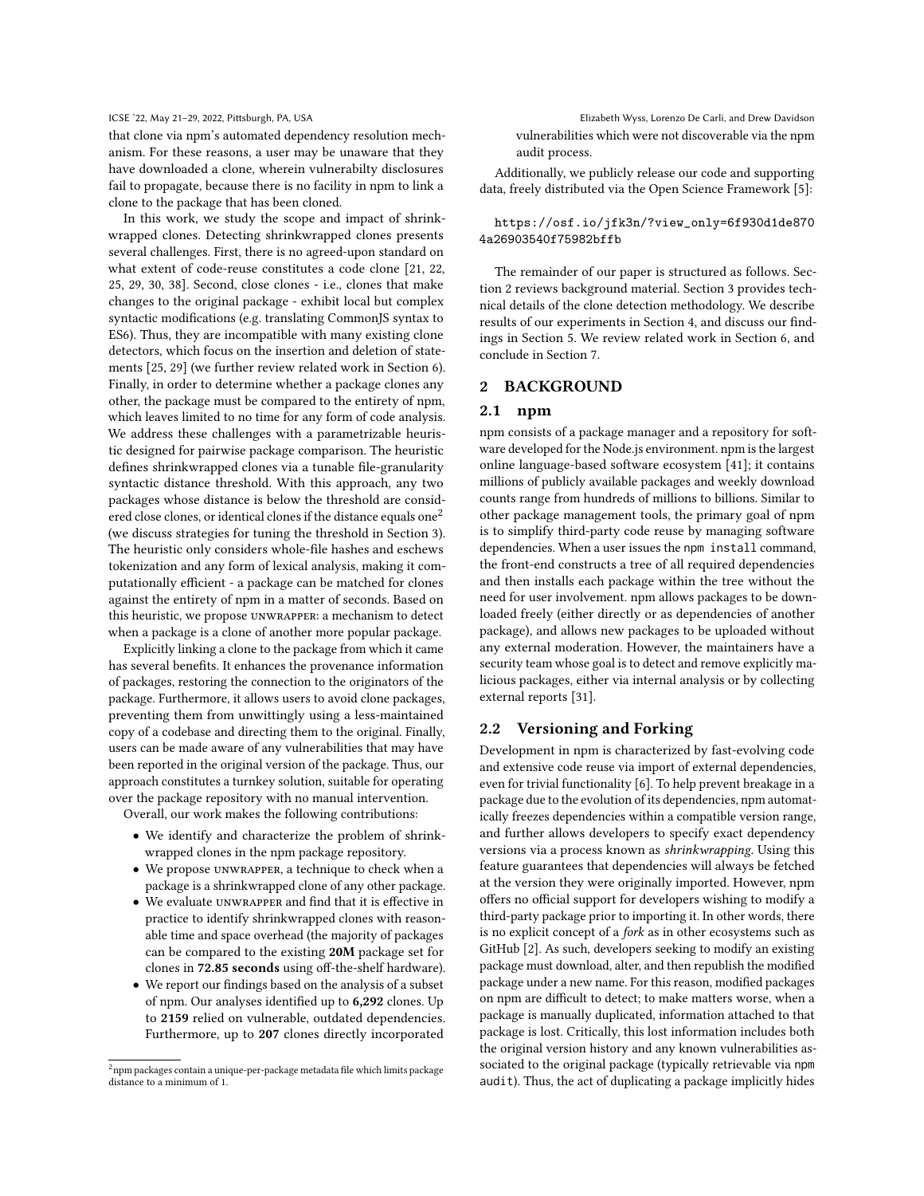that clone via npm's automated dependency resolution mechanism. For these reasons, a user may be unaware that they have downloaded a clone, wherein vulnerabilty disclosures fail to propagate, because there is no facility in npm to link a clone to the package that has been cloned.

In this work, we study the scope and impact of shrinkwrapped clones. Detecting shrinkwrapped clones presents several challenges. First, there is no agreed-upon standard on what extent of code-reuse constitutes a code clone [21, 22, 25, 29, 30, 38]. Second, close clones - i.e., clones that make changes to the original package - exhibit local but complex syntactic modifications (e.g. translating CommonJS syntax to ES6). Thus, they are incompatible with many existing clone detectors, which focus on the insertion and deletion of statements [25, 29] (we further review related work in Section 6). Finally, in order to determine whether a package clones any other, the package must be compared to the entirety of npm, which leaves limited to no time for any form of code analysis. We address these challenges with a parametrizable heuristic designed for pairwise package comparison. The heuristic defines shrinkwrapped clones via a tunable file-granularity syntactic distance threshold. With this approach, any two packages whose distance is below the threshold are considered close clones, or identical clones if the distance equals one[2] (we discuss strategies for tuning the threshold in Section 3). The heuristic only considers whole-file hashes and eschews tokenization and any form of lexical analysis, making it computationally efficient - a package can be matched for clones against the entirety of npm in a matter of seconds. Based on this heuristic, we propose UNWRAPPER: a mechanism to detect when a package is a clone of another more popular package.

Explicitly linking a clone to the package from which it came has several benefits. It enhances the provenance information of packages, restoring the connection to the originators of the package. Furthermore, it allows users to avoid clone packages, preventing them from unwittingly using a less-maintained copy of a codebase and directing them to the original. Finally, users can be made aware of any vulnerabilities that may have been reported in the original version of the package. Thus, our approach constitutes a turnkey solution, suitable for operating over the package repository with no manual intervention.

Overall, our work makes the following contributions:

- We identify and characterize the problem of shrinkwrapped clones in the npm package repository.
- We propose UNWRAPPER, a technique to check when a package is a shrinkwrapped clone of any other package.
- We evaluate UNWRAPPER and find that it is effective in practice to identify shrinkwrapped clones with reasonable time and space overhead (the majority of packages can be compared to the existing **20M** package set for clones in **72.85 seconds** using off-the-shelf hardware).
- We report our findings based on the analysis of a subset of npm. Our analyses identified up to **6,292** clones. Up to **2159** relied on vulnerable, outdated dependencies. Furthermore, up to **207** clones directly incorporated vulnerabilities which were not discoverable via the npm audit process.

Additionally, we publicly release our code and supporting data, freely distributed via the Open Science Framework [5]:

```
https://osf.io/jfk3n/?view_only=6f930d1de870
4a26903540f75982bffb
```

The remainder of our paper is structured as follows. Section 2 reviews background material. Section 3 provides technical details of the clone detection methodology. We describe results of our experiments in Section 4, and discuss our findings in Section 5. We review related work in Section 6, and conclude in Section 7.

[2] npm packages contain a unique-per-package metadata file which limits package distance to a minimum of 1.

## 2 BACKGROUND

### 2.1 npm

npm consists of a package manager and a repository for software developed for the Node.js environment. npm is the largest online language-based software ecosystem [41]; it contains millions of publicly available packages and weekly download counts range from hundreds of millions to billions. Similar to other package management tools, the primary goal of npm is to simplify third-party code reuse by managing software dependencies. When a user issues the `npm install` command, the front-end constructs a tree of all required dependencies and then installs each package within the tree without the need for user involvement. npm allows packages to be downloaded freely (either directly or as dependencies of another package), and allows new packages to be uploaded without any external moderation. However, the maintainers have a security team whose goal is to detect and remove explicitly malicious packages, either via internal analysis or by collecting external reports [31].

### 2.2 Versioning and Forking

Development in npm is characterized by fast-evolving code and extensive code reuse via import of external dependencies, even for trivial functionality [6]. To help prevent breakage in a package due to the evolution of its dependencies, npm automatically freezes dependencies within a compatible version range, and further allows developers to specify exact dependency versions via a process known as *shrinkwrapping*. Using this feature guarantees that dependencies will always be fetched at the version they were originally imported. However, npm offers no official support for developers wishing to modify a third-party package prior to importing it. In other words, there is no explicit concept of a *fork* as in other ecosystems such as GitHub [2]. As such, developers seeking to modify an existing package must download, alter, and then republish the modified package under a new name. For this reason, modified packages on npm are difficult to detect; to make matters worse, when a package is manually duplicated, information attached to that package is lost. Critically, this lost information includes both the original version history and any known vulnerabilities associated to the original package (typically retrievable via `npm audit`). Thus, the act of duplicating a package implicitly hides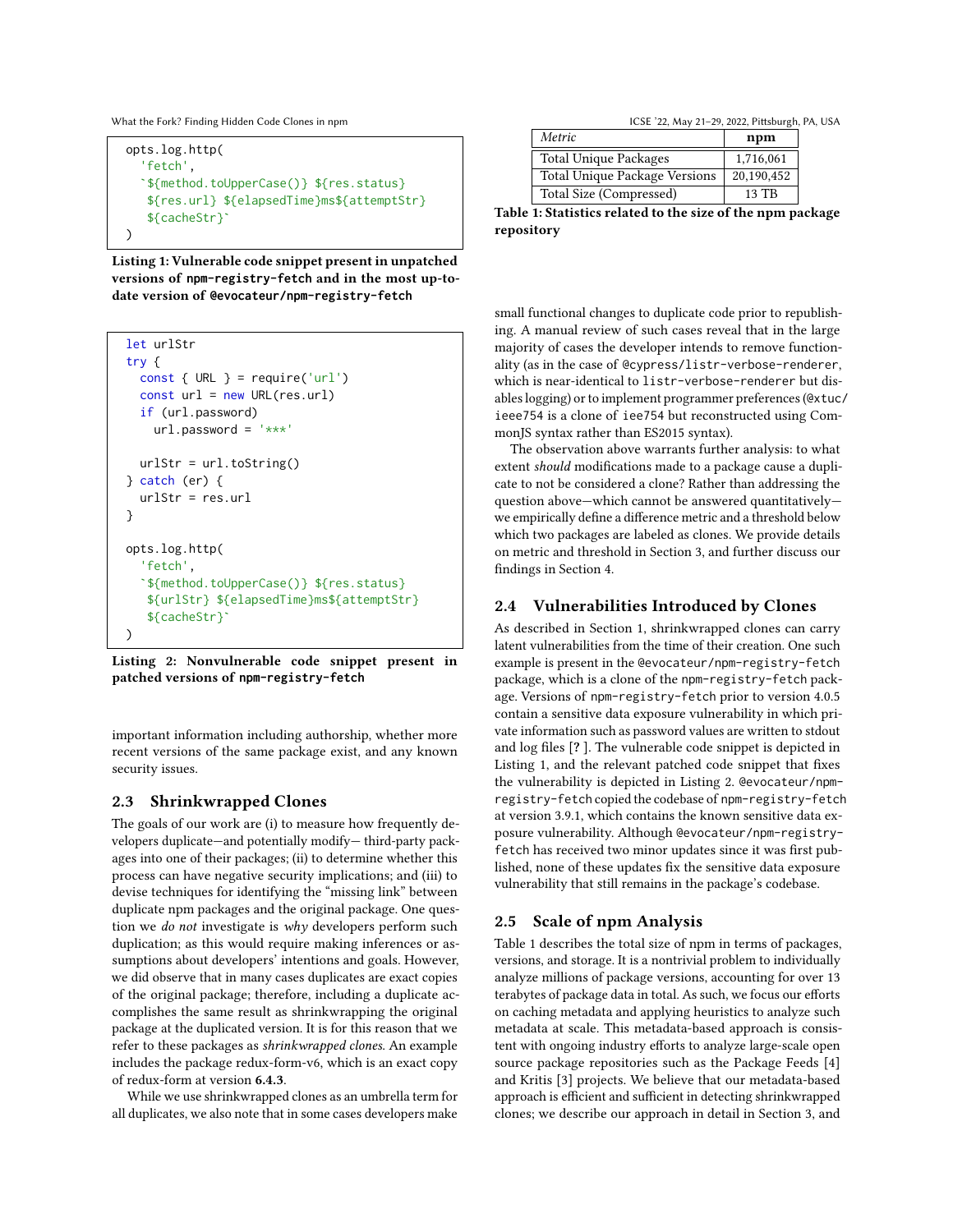```
opts.log.http(
  'fetch',
  `${method.toUpperCase()} ${res.status}
   ${res.url} ${elapsedTime}ms${attemptStr}
   ${cacheStr}`
)
```

**Listing 1: Vulnerable code snippet present in unpatched versions of `npm-registry-fetch` and in the most up-to-date version of `@evocateur/npm-registry-fetch`**

```
let urlStr
try {
  const { URL } = require('url')
  const url = new URL(res.url)
  if (url.password)
    url.password = '***'

  urlStr = url.toString()
} catch (er) {
  urlStr = res.url
}

opts.log.http(
  'fetch',
  `${method.toUpperCase()} ${res.status}
   ${urlStr} ${elapsedTime}ms${attemptStr}
   ${cacheStr}`
)
```

**Listing 2: Nonvulnerable code snippet present in patched versions of `npm-registry-fetch`**

important information including authorship, whether more recent versions of the same package exist, and any known security issues.

## 2.3 Shrinkwrapped Clones

The goals of our work are (i) to measure how frequently developers duplicate—and potentially modify— third-party packages into one of their packages; (ii) to determine whether this process can have negative security implications; and (iii) to devise techniques for identifying the "missing link" between duplicate npm packages and the original package. One question we *do not* investigate is *why* developers perform such duplication; as this would require making inferences or assumptions about developers' intentions and goals. However, we did observe that in many cases duplicates are exact copies of the original package; therefore, including a duplicate accomplishes the same result as shrinkwrapping the original package at the duplicated version. It is for this reason that we refer to these packages as *shrinkwrapped clones*. An example includes the package redux-form-v6, which is an exact copy of redux-form at version **6.4.3**.

While we use shrinkwrapped clones as an umbrella term for all duplicates, we also note that in some cases developers make small functional changes to duplicate code prior to republishing. A manual review of such cases reveal that in the large majority of cases the developer intends to remove functionality (as in the case of `@cypress/listr-verbose-renderer`, which is near-identical to `listr-verbose-renderer` but disables logging) or to implement programmer preferences (`@xtuc/ieee754` is a clone of `iee754` but reconstructed using CommonJS syntax rather than ES2015 syntax).

The observation above warrants further analysis: to what extent *should* modifications made to a package cause a duplicate to not be considered a clone? Rather than addressing the question above—which cannot be answered quantitatively—we empirically define a difference metric and a threshold below which two packages are labeled as clones. We provide details on metric and threshold in Section 3, and further discuss our findings in Section 4.

| *Metric* | **npm** |
|---|---|
| Total Unique Packages | 1,716,061 |
| Total Unique Package Versions | 20,190,452 |
| Total Size (Compressed) | 13 TB |

**Table 1: Statistics related to the size of the npm package repository**

## 2.4 Vulnerabilities Introduced by Clones

As described in Section 1, shrinkwrapped clones can carry latent vulnerabilities from the time of their creation. One such example is present in the `@evocateur/npm-registry-fetch` package, which is a clone of the `npm-registry-fetch` package. Versions of `npm-registry-fetch` prior to version 4.0.5 contain a sensitive data exposure vulnerability in which private information such as password values are written to stdout and log files [? ]. The vulnerable code snippet is depicted in Listing 1, and the relevant patched code snippet that fixes the vulnerability is depicted in Listing 2. `@evocateur/npm-registry-fetch` copied the codebase of `npm-registry-fetch` at version 3.9.1, which contains the known sensitive data exposure vulnerability. Although `@evocateur/npm-registry-fetch` has received two minor updates since it was first published, none of these updates fix the sensitive data exposure vulnerability that still remains in the package's codebase.

## 2.5 Scale of npm Analysis

Table 1 describes the total size of npm in terms of packages, versions, and storage. It is a nontrivial problem to individually analyze millions of package versions, accounting for over 13 terabytes of package data in total. As such, we focus our efforts on caching metadata and applying heuristics to analyze such metadata at scale. This metadata-based approach is consistent with ongoing industry efforts to analyze large-scale open source package repositories such as the Package Feeds [4] and Kritis [3] projects. We believe that our metadata-based approach is efficient and sufficient in detecting shrinkwrapped clones; we describe our approach in detail in Section 3, and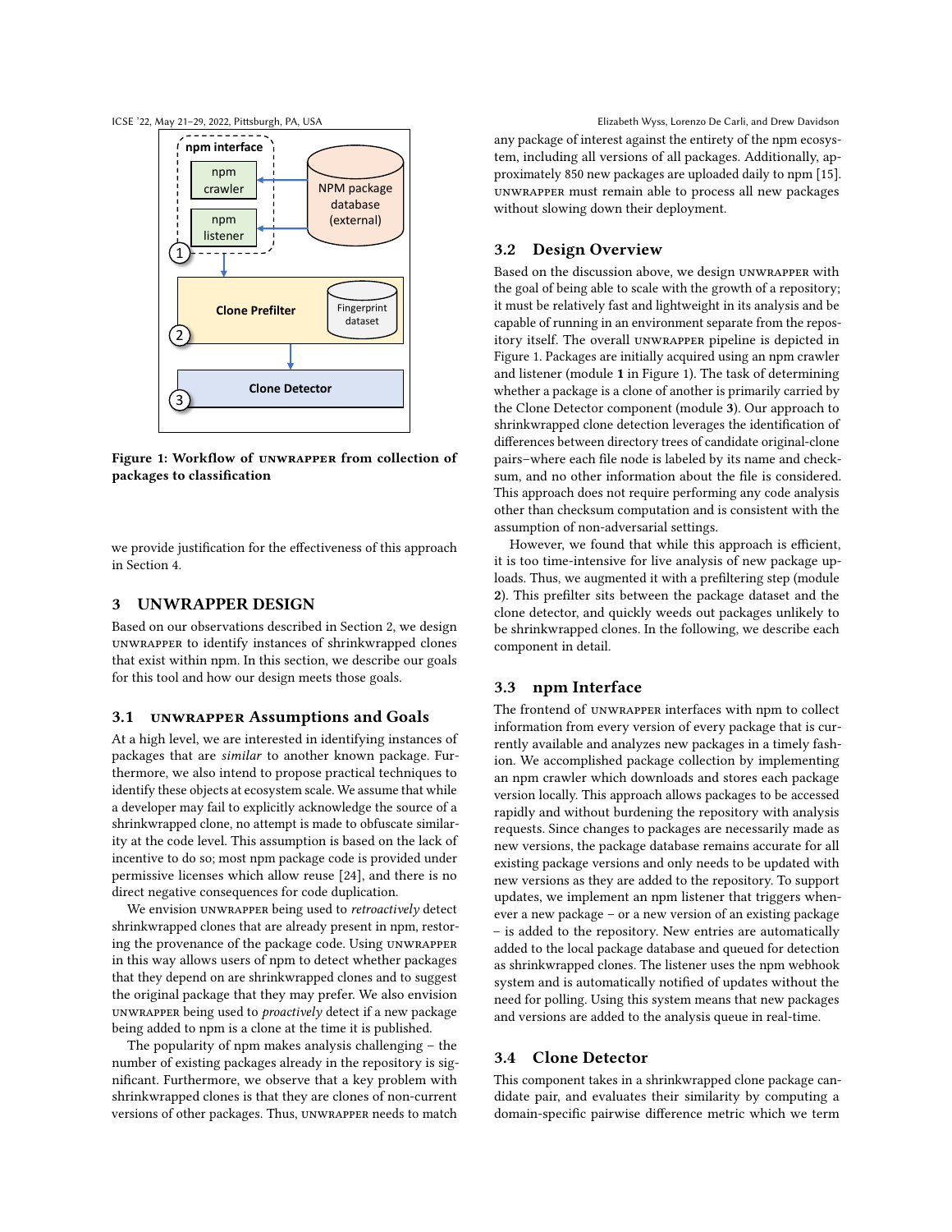Figure 1: Workflow of UNWRAPPER from collection of packages to classification

we provide justification for the effectiveness of this approach in Section 4.

## 3 UNWRAPPER DESIGN

Based on our observations described in Section 2, we design UNWRAPPER to identify instances of shrinkwrapped clones that exist within npm. In this section, we describe our goals for this tool and how our design meets those goals.

### 3.1 UNWRAPPER Assumptions and Goals

At a high level, we are interested in identifying instances of packages that are *similar* to another known package. Furthermore, we also intend to propose practical techniques to identify these objects at ecosystem scale. We assume that while a developer may fail to explicitly acknowledge the source of a shrinkwrapped clone, no attempt is made to obfuscate similarity at the code level. This assumption is based on the lack of incentive to do so; most npm package code is provided under permissive licenses which allow reuse [24], and there is no direct negative consequences for code duplication.

We envision UNWRAPPER being used to *retroactively* detect shrinkwrapped clones that are already present in npm, restoring the provenance of the package code. Using UNWRAPPER in this way allows users of npm to detect whether packages that they depend on are shrinkwrapped clones and to suggest the original package that they may prefer. We also envision UNWRAPPER being used to *proactively* detect if a new package being added to npm is a clone at the time it is published.

The popularity of npm makes analysis challenging – the number of existing packages already in the repository is significant. Furthermore, we observe that a key problem with shrinkwrapped clones is that they are clones of non-current versions of other packages. Thus, UNWRAPPER needs to match any package of interest against the entirety of the npm ecosystem, including all versions of all packages. Additionally, approximately 850 new packages are uploaded daily to npm [15]. UNWRAPPER must remain able to process all new packages without slowing down their deployment.

### 3.2 Design Overview

Based on the discussion above, we design UNWRAPPER with the goal of being able to scale with the growth of a repository; it must be relatively fast and lightweight in its analysis and be capable of running in an environment separate from the repository itself. The overall UNWRAPPER pipeline is depicted in Figure 1. Packages are initially acquired using an npm crawler and listener (module **1** in Figure 1). The task of determining whether a package is a clone of another is primarily carried by the Clone Detector component (module **3**). Our approach to shrinkwrapped clone detection leverages the identification of differences between directory trees of candidate original-clone pairs–where each file node is labeled by its name and checksum, and no other information about the file is considered. This approach does not require performing any code analysis other than checksum computation and is consistent with the assumption of non-adversarial settings.

However, we found that while this approach is efficient, it is too time-intensive for live analysis of new package uploads. Thus, we augmented it with a prefiltering step (module **2**). This prefilter sits between the package dataset and the clone detector, and quickly weeds out packages unlikely to be shrinkwrapped clones. In the following, we describe each component in detail.

### 3.3 npm Interface

The frontend of UNWRAPPER interfaces with npm to collect information from every version of every package that is currently available and analyzes new packages in a timely fashion. We accomplished package collection by implementing an npm crawler which downloads and stores each package version locally. This approach allows packages to be accessed rapidly and without burdening the repository with analysis requests. Since changes to packages are necessarily made as new versions, the package database remains accurate for all existing package versions and only needs to be updated with new versions as they are added to the repository. To support updates, we implement an npm listener that triggers whenever a new package – or a new version of an existing package – is added to the repository. New entries are automatically added to the local package database and queued for detection as shrinkwrapped clones. The listener uses the npm webhook system and is automatically notified of updates without the need for polling. Using this system means that new packages and versions are added to the analysis queue in real-time.

### 3.4 Clone Detector

This component takes in a shrinkwrapped clone package candidate pair, and evaluates their similarity by computing a domain-specific pairwise difference metric which we term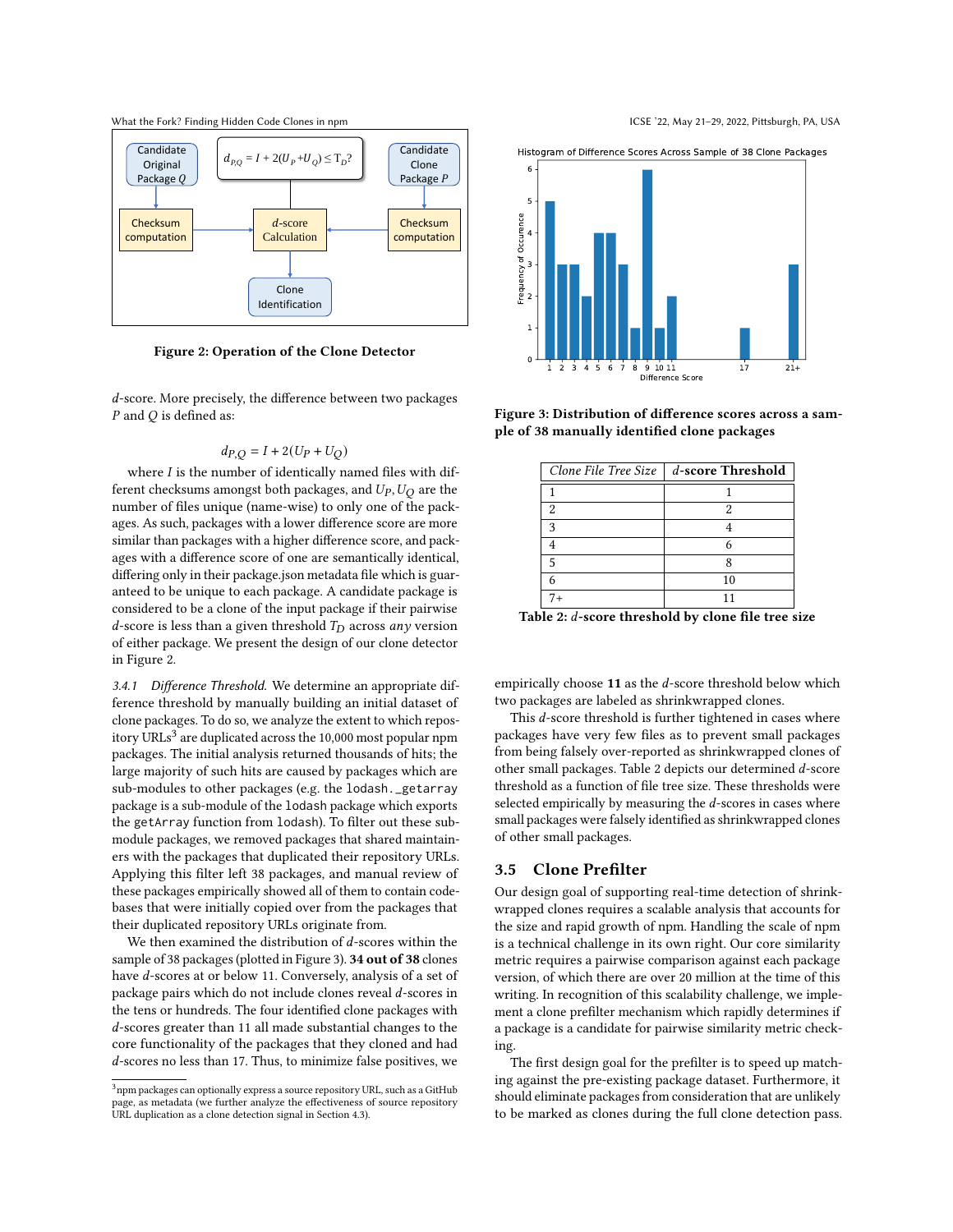Figure 2: Operation of the Clone Detector

$d$-score. More precisely, the difference between two packages $P$ and $Q$ is defined as:

$$d_{P,Q} = I + 2(U_P + U_Q)$$

where $I$ is the number of identically named files with different checksums amongst both packages, and $U_P, U_Q$ are the number of files unique (name-wise) to only one of the packages. As such, packages with a lower difference score are more similar than packages with a higher difference score, and packages with a difference score of one are semantically identical, differing only in their package.json metadata file which is guaranteed to be unique to each package. A candidate package is considered to be a clone of the input package if their pairwise $d$-score is less than a given threshold $T_D$ across *any* version of either package. We present the design of our clone detector in Figure 2.

*3.4.1 Difference Threshold.* We determine an appropriate difference threshold by manually building an initial dataset of clone packages. To do so, we analyze the extent to which repository URLs[3] are duplicated across the 10,000 most popular npm packages. The initial analysis returned thousands of hits; the large majority of such hits are caused by packages which are sub-modules to other packages (e.g. the `lodash._getarray` package is a sub-module of the `lodash` package which exports the `getArray` function from `lodash`). To filter out these sub-module packages, we removed packages that shared maintainers with the packages that duplicated their repository URLs. Applying this filter left 38 packages, and manual review of these packages empirically showed all of them to contain codebases that were initially copied over from the packages that their duplicated repository URLs originate from.

We then examined the distribution of $d$-scores within the sample of 38 packages (plotted in Figure 3). **34 out of 38** clones have $d$-scores at or below 11. Conversely, analysis of a set of package pairs which do not include clones reveal $d$-scores in the tens or hundreds. The four identified clone packages with $d$-scores greater than 11 all made substantial changes to the core functionality of the packages that they cloned and had $d$-scores no less than 17. Thus, to minimize false positives, we empirically choose **11** as the $d$-score threshold below which two packages are labeled as shrinkwrapped clones.

[3] npm packages can optionally express a source repository URL, such as a GitHub page, as metadata (we further analyze the effectiveness of source repository URL duplication as a clone detection signal in Section 4.3).

Figure 3: Distribution of difference scores across a sample of 38 manually identified clone packages

| *Clone File Tree Size* | *d*-score Threshold |
|---|---|
| 1 | 1 |
| 2 | 2 |
| 3 | 4 |
| 4 | 6 |
| 5 | 8 |
| 6 | 10 |
| 7+ | 11 |

Table 2: $d$-score threshold by clone file tree size

This $d$-score threshold is further tightened in cases where packages have very few files as to prevent small packages from being falsely over-reported as shrinkwrapped clones of other small packages. Table 2 depicts our determined $d$-score threshold as a function of file tree size. These thresholds were selected empirically by measuring the $d$-scores in cases where small packages were falsely identified as shrinkwrapped clones of other small packages.

## 3.5 Clone Prefilter

Our design goal of supporting real-time detection of shrinkwrapped clones requires a scalable analysis that accounts for the size and rapid growth of npm. Handling the scale of npm is a technical challenge in its own right. Our core similarity metric requires a pairwise comparison against each package version, of which there are over 20 million at the time of this writing. In recognition of this scalability challenge, we implement a clone prefilter mechanism which rapidly determines if a package is a candidate for pairwise similarity metric checking.

The first design goal for the prefilter is to speed up matching against the pre-existing package dataset. Furthermore, it should eliminate packages from consideration that are unlikely to be marked as clones during the full clone detection pass.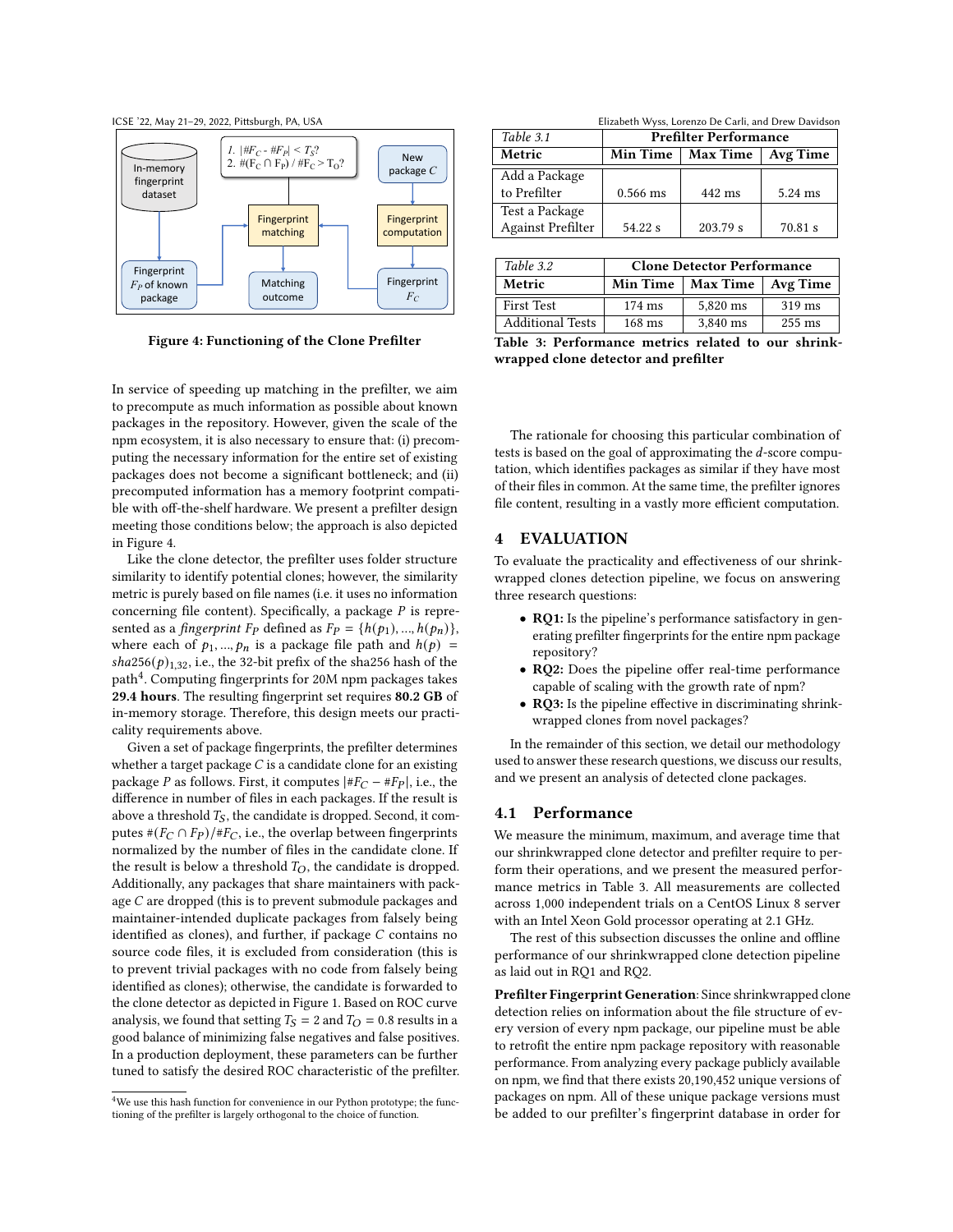Figure 4: Functioning of the Clone Prefilter

In service of speeding up matching in the prefilter, we aim to precompute as much information as possible about known packages in the repository. However, given the scale of the npm ecosystem, it is also necessary to ensure that: (i) precomputing the necessary information for the entire set of existing packages does not become a significant bottleneck; and (ii) precomputed information has a memory footprint compatible with off-the-shelf hardware. We present a prefilter design meeting those conditions below; the approach is also depicted in Figure 4.

Like the clone detector, the prefilter uses folder structure similarity to identify potential clones; however, the similarity metric is purely based on file names (i.e. it uses no information concerning file content). Specifically, a package $P$ is represented as a *fingerprint* $F_P$ defined as $F_P = \{h(p_1), ..., h(p_n)\}$, where each of $p_1, ..., p_n$ is a package file path and $h(p) = sha256(p)_{1,32}$, i.e., the 32-bit prefix of the sha256 hash of the path[4]. Computing fingerprints for 20M npm packages takes **29.4 hours**. The resulting fingerprint set requires **80.2 GB** of in-memory storage. Therefore, this design meets our practicality requirements above.

Given a set of package fingerprints, the prefilter determines whether a target package $C$ is a candidate clone for an existing package $P$ as follows. First, it computes $|\#F_C - \#F_P|$, i.e., the difference in number of files in each packages. If the result is above a threshold $T_S$, the candidate is dropped. Second, it computes $\#(F_C \cap F_P)/\#F_C$, i.e., the overlap between fingerprints normalized by the number of files in the candidate clone. If the result is below a threshold $T_O$, the candidate is dropped. Additionally, any packages that share maintainers with package $C$ are dropped (this is to prevent submodule packages and maintainer-intended duplicate packages from falsely being identified as clones), and further, if package $C$ contains no source code files, it is excluded from consideration (this is to prevent trivial packages with no code from falsely being identified as clones); otherwise, the candidate is forwarded to the clone detector as depicted in Figure 1. Based on ROC curve analysis, we found that setting $T_S = 2$ and $T_O = 0.8$ results in a good balance of minimizing false negatives and false positives. In a production deployment, these parameters can be further tuned to satisfy the desired ROC characteristic of the prefilter.

[4] We use this hash function for convenience in our Python prototype; the functioning of the prefilter is largely orthogonal to the choice of function.

| *Table 3.1* | Prefilter Performance | | |
|---|---|---|---|
| **Metric** | **Min Time** | **Max Time** | **Avg Time** |
| Add a Package to Prefilter | 0.566 ms | 442 ms | 5.24 ms |
| Test a Package Against Prefilter | 54.22 s | 203.79 s | 70.81 s |

| *Table 3.2* | Clone Detector Performance | | |
|---|---|---|---|
| **Metric** | **Min Time** | **Max Time** | **Avg Time** |
| First Test | 174 ms | 5,820 ms | 319 ms |
| Additional Tests | 168 ms | 3,840 ms | 255 ms |

**Table 3: Performance metrics related to our shrinkwrapped clone detector and prefilter**

The rationale for choosing this particular combination of tests is based on the goal of approximating the $d$-score computation, which identifies packages as similar if they have most of their files in common. At the same time, the prefilter ignores file content, resulting in a vastly more efficient computation.

## 4 EVALUATION

To evaluate the practicality and effectiveness of our shrinkwrapped clones detection pipeline, we focus on answering three research questions:

- **RQ1:** Is the pipeline's performance satisfactory in generating prefilter fingerprints for the entire npm package repository?
- **RQ2:** Does the pipeline offer real-time performance capable of scaling with the growth rate of npm?
- **RQ3:** Is the pipeline effective in discriminating shrinkwrapped clones from novel packages?

In the remainder of this section, we detail our methodology used to answer these research questions, we discuss our results, and we present an analysis of detected clone packages.

### 4.1 Performance

We measure the minimum, maximum, and average time that our shrinkwrapped clone detector and prefilter require to perform their operations, and we present the measured performance metrics in Table 3. All measurements are collected across 1,000 independent trials on a CentOS Linux 8 server with an Intel Xeon Gold processor operating at 2.1 GHz.

The rest of this subsection discusses the online and offline performance of our shrinkwrapped clone detection pipeline as laid out in RQ1 and RQ2.

**Prefilter Fingerprint Generation**: Since shrinkwrapped clone detection relies on information about the file structure of every version of every npm package, our pipeline must be able to retrofit the entire npm package repository with reasonable performance. From analyzing every package publicly available on npm, we find that there exists 20,190,452 unique versions of packages on npm. All of these unique package versions must be added to our prefilter's fingerprint database in order for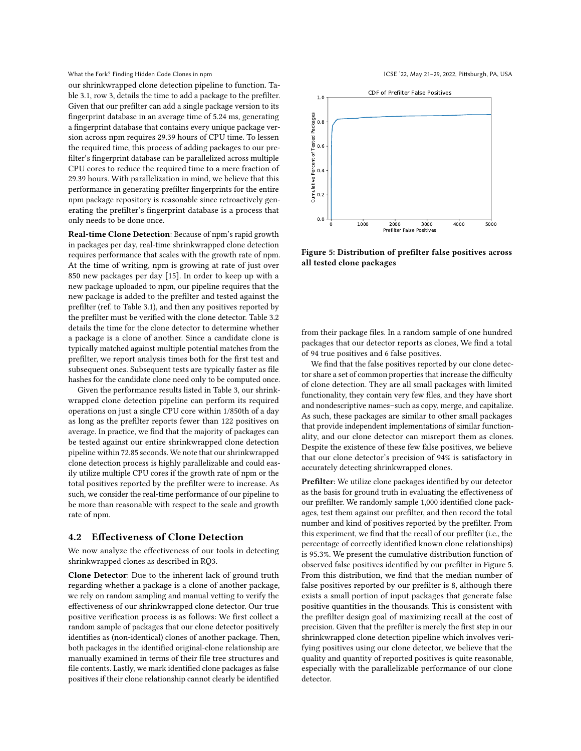our shrinkwrapped clone detection pipeline to function. Table 3.1, row 3, details the time to add a package to the prefilter. Given that our prefilter can add a single package version to its fingerprint database in an average time of 5.24 ms, generating a fingerprint database that contains every unique package version across npm requires 29.39 hours of CPU time. To lessen the required time, this process of adding packages to our prefilter's fingerprint database can be parallelized across multiple CPU cores to reduce the required time to a mere fraction of 29.39 hours. With parallelization in mind, we believe that this performance in generating prefilter fingerprints for the entire npm package repository is reasonable since retroactively generating the prefilter's fingerprint database is a process that only needs to be done once.

**Real-time Clone Detection**: Because of npm's rapid growth in packages per day, real-time shrinkwrapped clone detection requires performance that scales with the growth rate of npm. At the time of writing, npm is growing at rate of just over 850 new packages per day [15]. In order to keep up with a new package uploaded to npm, our pipeline requires that the new package is added to the prefilter and tested against the prefilter (ref. to Table 3.1), and then any positives reported by the prefilter must be verified with the clone detector. Table 3.2 details the time for the clone detector to determine whether a package is a clone of another. Since a candidate clone is typically matched against multiple potential matches from the prefilter, we report analysis times both for the first test and subsequent ones. Subsequent tests are typically faster as file hashes for the candidate clone need only to be computed once.

Given the performance results listed in Table 3, our shrinkwrapped clone detection pipeline can perform its required operations on just a single CPU core within 1/850th of a day as long as the prefilter reports fewer than 122 positives on average. In practice, we find that the majority of packages can be tested against our entire shrinkwrapped clone detection pipeline within 72.85 seconds. We note that our shrinkwrapped clone detection process is highly parallelizable and could easily utilize multiple CPU cores if the growth rate of npm or the total positives reported by the prefilter were to increase. As such, we consider the real-time performance of our pipeline to be more than reasonable with respect to the scale and growth rate of npm.

## 4.2 Effectiveness of Clone Detection

We now analyze the effectiveness of our tools in detecting shrinkwrapped clones as described in RQ3.

**Clone Detector**: Due to the inherent lack of ground truth regarding whether a package is a clone of another package, we rely on random sampling and manual vetting to verify the effectiveness of our shrinkwrapped clone detector. Our true positive verification process is as follows: We first collect a random sample of packages that our clone detector positively identifies as (non-identical) clones of another package. Then, both packages in the identified original-clone relationship are manually examined in terms of their file tree structures and file contents. Lastly, we mark identified clone packages as false positives if their clone relationship cannot clearly be identified from their package files. In a random sample of one hundred packages that our detector reports as clones, We find a total of 94 true positives and 6 false positives.

We find that the false positives reported by our clone detector share a set of common properties that increase the difficulty of clone detection. They are all small packages with limited functionality, they contain very few files, and they have short and nondescriptive names–such as copy, merge, and capitalize. As such, these packages are similar to other small packages that provide independent implementations of similar functionality, and our clone detector can misreport them as clones. Despite the existence of these few false positives, we believe that our clone detector's precision of 94% is satisfactory in accurately detecting shrinkwrapped clones.

**Prefilter**: We utilize clone packages identified by our detector as the basis for ground truth in evaluating the effectiveness of our prefilter. We randomly sample 1,000 identified clone packages, test them against our prefilter, and then record the total number and kind of positives reported by the prefilter. From this experiment, we find that the recall of our prefilter (i.e., the percentage of correctly identified known clone relationships) is 95.3%. We present the cumulative distribution function of observed false positives identified by our prefilter in Figure 5. From this distribution, we find that the median number of false positives reported by our prefilter is 8, although there exists a small portion of input packages that generate false positive quantities in the thousands. This is consistent with the prefilter design goal of maximizing recall at the cost of precision. Given that the prefilter is merely the first step in our shrinkwrapped clone detection pipeline which involves verifying positives using our clone detector, we believe that the quality and quantity of reported positives is quite reasonable, especially with the parallelizable performance of our clone detector.

**Figure 5: Distribution of prefilter false positives across all tested clone packages**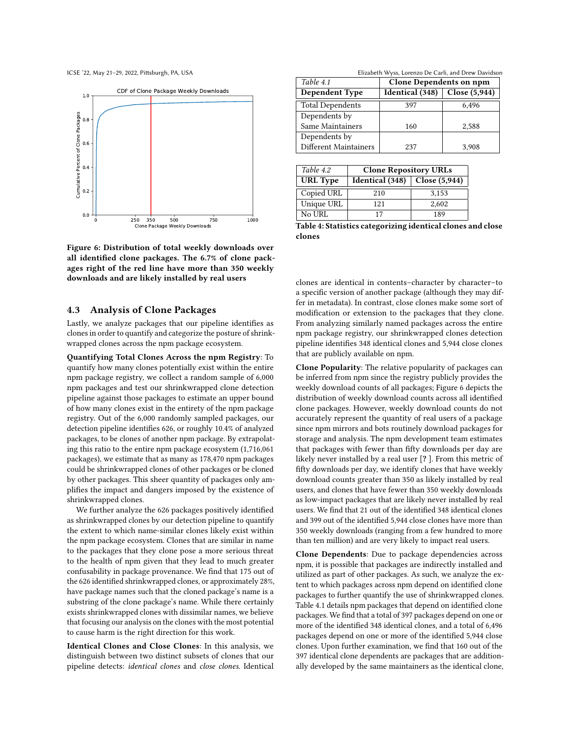Figure 6: Distribution of total weekly downloads over all identified clone packages. The 6.7% of clone packages right of the red line have more than 350 weekly downloads and are likely installed by real users

### 4.3 Analysis of Clone Packages

Lastly, we analyze packages that our pipeline identifies as clones in order to quantify and categorize the posture of shrinkwrapped clones across the npm package ecosystem.

**Quantifying Total Clones Across the npm Registry**: To quantify how many clones potentially exist within the entire npm package registry, we collect a random sample of 6,000 npm packages and test our shrinkwrapped clone detection pipeline against those packages to estimate an upper bound of how many clones exist in the entirety of the npm package registry. Out of the 6,000 randomly sampled packages, our detection pipeline identifies 626, or roughly 10.4% of analyzed packages, to be clones of another npm package. By extrapolating this ratio to the entire npm package ecosystem (1,716,061 packages), we estimate that as many as 178,470 npm packages could be shrinkwrapped clones of other packages or be cloned by other packages. This sheer quantity of packages only amplifies the impact and dangers imposed by the existence of shrinkwrapped clones.

We further analyze the 626 packages positively identified as shrinkwrapped clones by our detection pipeline to quantify the extent to which name-similar clones likely exist within the npm package ecosystem. Clones that are similar in name to the packages that they clone pose a more serious threat to the health of npm given that they lead to much greater confusability in package provenance. We find that 175 out of the 626 identified shrinkwrapped clones, or approximately 28%, have package names such that the cloned package's name is a substring of the clone package's name. While there certainly exists shrinkwrapped clones with dissimilar names, we believe that focusing our analysis on the clones with the most potential to cause harm is the right direction for this work.

**Identical Clones and Close Clones**: In this analysis, we distinguish between two distinct subsets of clones that our pipeline detects: *identical clones* and *close clones*. Identical clones are identical in contents–character by character–to a specific version of another package (although they may differ in metadata). In contrast, close clones make some sort of modification or extension to the packages that they clone. From analyzing similarly named packages across the entire npm package registry, our shrinkwrapped clones detection pipeline identifies 348 identical clones and 5,944 close clones that are publicly available on npm.

| *Table 4.1* | Clone Dependents on npm | |
|---|---|---|
| **Dependent Type** | **Identical (348)** | **Close (5,944)** |
| Total Dependents | 397 | 6,496 |
| Dependents by Same Maintainers | 160 | 2,588 |
| Dependents by Different Maintainers | 237 | 3,908 |

| *Table 4.2* | Clone Repository URLs | |
|---|---|---|
| **URL Type** | **Identical (348)** | **Close (5,944)** |
| Copied URL | 210 | 3,153 |
| Unique URL | 121 | 2,602 |
| No URL | 17 | 189 |

**Table 4: Statistics categorizing identical clones and close clones**

**Clone Popularity**: The relative popularity of packages can be inferred from npm since the registry publicly provides the weekly download counts of all packages; Figure 6 depicts the distribution of weekly download counts across all identified clone packages. However, weekly download counts do not accurately represent the quantity of real users of a package since npm mirrors and bots routinely download packages for storage and analysis. The npm development team estimates that packages with fewer than fifty downloads per day are likely never installed by a real user [?]. From this metric of fifty downloads per day, we identify clones that have weekly download counts greater than 350 as likely installed by real users, and clones that have fewer than 350 weekly downloads as low-impact packages that are likely never installed by real users. We find that 21 out of the identified 348 identical clones and 399 out of the identified 5,944 close clones have more than 350 weekly downloads (ranging from a few hundred to more than ten million) and are very likely to impact real users.

**Clone Dependents**: Due to package dependencies across npm, it is possible that packages are indirectly installed and utilized as part of other packages. As such, we analyze the extent to which packages across npm depend on identified clone packages to further quantify the use of shrinkwrapped clones. Table 4.1 details npm packages that depend on identified clone packages. We find that a total of 397 packages depend on one or more of the identified 348 identical clones, and a total of 6,496 packages depend on one or more of the identified 5,944 close clones. Upon further examination, we find that 160 out of the 397 identical clone dependents are packages that are additionally developed by the same maintainers as the identical clone,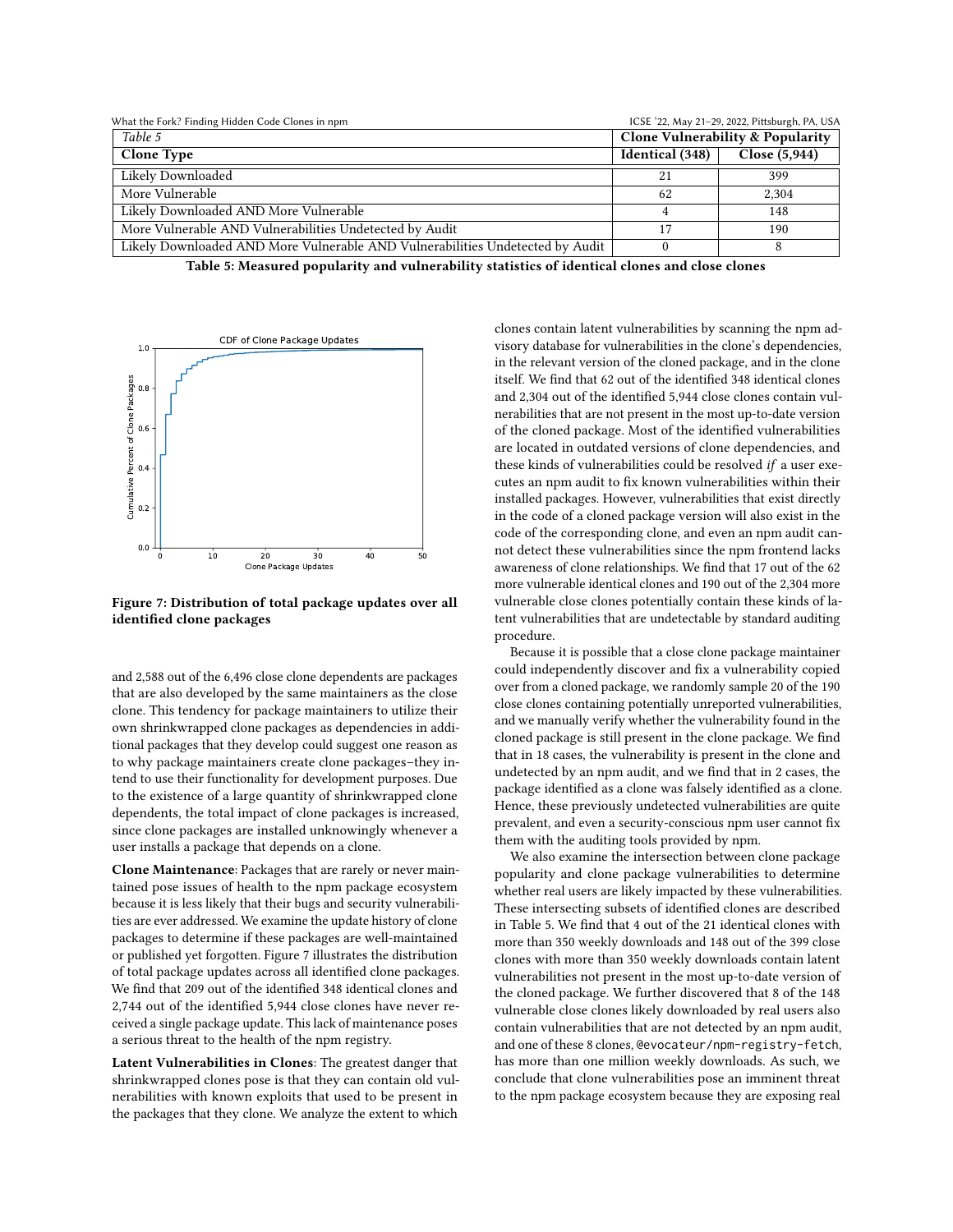| *Table 5* | Clone Vulnerability & Popularity | |
|---|---|---|
| **Clone Type** | **Identical (348)** | **Close (5,944)** |
| Likely Downloaded | 21 | 399 |
| More Vulnerable | 62 | 2,304 |
| Likely Downloaded AND More Vulnerable | 4 | 148 |
| More Vulnerable AND Vulnerabilities Undetected by Audit | 17 | 190 |
| Likely Downloaded AND More Vulnerable AND Vulnerabilities Undetected by Audit | 0 | 8 |

**Table 5: Measured popularity and vulnerability statistics of identical clones and close clones**

**Figure 7: Distribution of total package updates over all identified clone packages**

and 2,588 out of the 6,496 close clone dependents are packages that are also developed by the same maintainers as the close clone. This tendency for package maintainers to utilize their own shrinkwrapped clone packages as dependencies in additional packages that they develop could suggest one reason as to why package maintainers create clone packages–they intend to use their functionality for development purposes. Due to the existence of a large quantity of shrinkwrapped clone dependents, the total impact of clone packages is increased, since clone packages are installed unknowingly whenever a user installs a package that depends on a clone.

**Clone Maintenance**: Packages that are rarely or never maintained pose issues of health to the npm package ecosystem because it is less likely that their bugs and security vulnerabilities are ever addressed. We examine the update history of clone packages to determine if these packages are well-maintained or published yet forgotten. Figure 7 illustrates the distribution of total package updates across all identified clone packages. We find that 209 out of the identified 348 identical clones and 2,744 out of the identified 5,944 close clones have never received a single package update. This lack of maintenance poses a serious threat to the health of the npm registry.

**Latent Vulnerabilities in Clones**: The greatest danger that shrinkwrapped clones pose is that they can contain old vulnerabilities with known exploits that used to be present in the packages that they clone. We analyze the extent to which clones contain latent vulnerabilities by scanning the npm advisory database for vulnerabilities in the clone's dependencies, in the relevant version of the cloned package, and in the clone itself. We find that 62 out of the identified 348 identical clones and 2,304 out of the identified 5,944 close clones contain vulnerabilities that are not present in the most up-to-date version of the cloned package. Most of the identified vulnerabilities are located in outdated versions of clone dependencies, and these kinds of vulnerabilities could be resolved *if* a user executes an npm audit to fix known vulnerabilities within their installed packages. However, vulnerabilities that exist directly in the code of a cloned package version will also exist in the code of the corresponding clone, and even an npm audit cannot detect these vulnerabilities since the npm frontend lacks awareness of clone relationships. We find that 17 out of the 62 more vulnerable identical clones and 190 out of the 2,304 more vulnerable close clones potentially contain these kinds of latent vulnerabilities that are undetectable by standard auditing procedure.

Because it is possible that a close clone package maintainer could independently discover and fix a vulnerability copied over from a cloned package, we randomly sample 20 of the 190 close clones containing potentially unreported vulnerabilities, and we manually verify whether the vulnerability found in the cloned package is still present in the clone package. We find that in 18 cases, the vulnerability is present in the clone and undetected by an npm audit, and we find that in 2 cases, the package identified as a clone was falsely identified as a clone. Hence, these previously undetected vulnerabilities are quite prevalent, and even a security-conscious npm user cannot fix them with the auditing tools provided by npm.

We also examine the intersection between clone package popularity and clone package vulnerabilities to determine whether real users are likely impacted by these vulnerabilities. These intersecting subsets of identified clones are described in Table 5. We find that 4 out of the 21 identical clones with more than 350 weekly downloads and 148 out of the 399 close clones with more than 350 weekly downloads contain latent vulnerabilities not present in the most up-to-date version of the cloned package. We further discovered that 8 of the 148 vulnerable close clones likely downloaded by real users also contain vulnerabilities that are not detected by an npm audit, and one of these 8 clones, `@evocateur/npm-registry-fetch`, has more than one million weekly downloads. As such, we conclude that clone vulnerabilities pose an imminent threat to the npm package ecosystem because they are exposing real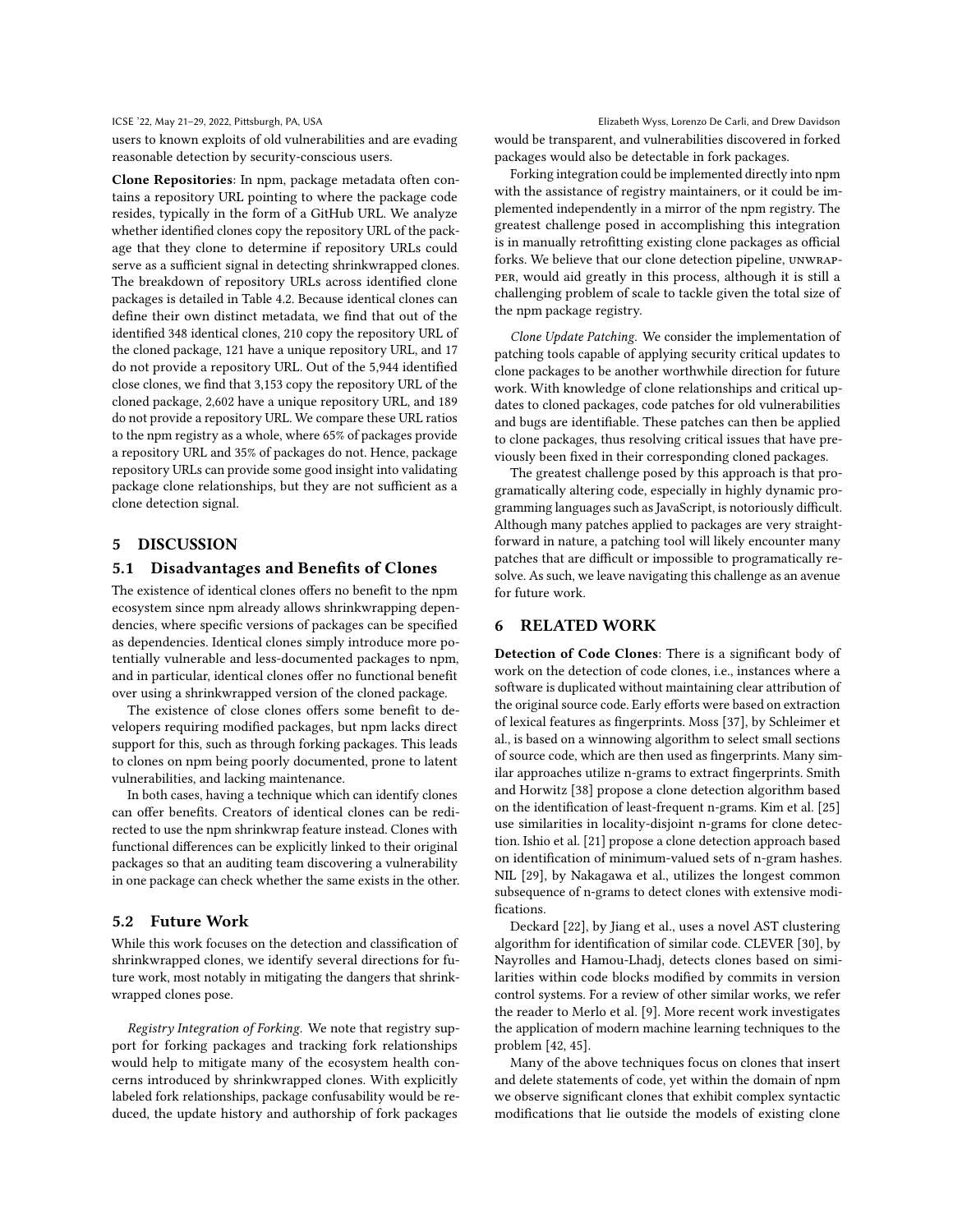users to known exploits of old vulnerabilities and are evading reasonable detection by security-conscious users.

**Clone Repositories**: In npm, package metadata often contains a repository URL pointing to where the package code resides, typically in the form of a GitHub URL. We analyze whether identified clones copy the repository URL of the package that they clone to determine if repository URLs could serve as a sufficient signal in detecting shrinkwrapped clones. The breakdown of repository URLs across identified clone packages is detailed in Table 4.2. Because identical clones can define their own distinct metadata, we find that out of the identified 348 identical clones, 210 copy the repository URL of the cloned package, 121 have a unique repository URL, and 17 do not provide a repository URL. Out of the 5,944 identified close clones, we find that 3,153 copy the repository URL of the cloned package, 2,602 have a unique repository URL, and 189 do not provide a repository URL. We compare these URL ratios to the npm registry as a whole, where 65% of packages provide a repository URL and 35% of packages do not. Hence, package repository URLs can provide some good insight into validating package clone relationships, but they are not sufficient as a clone detection signal.

## 5 DISCUSSION

### 5.1 Disadvantages and Benefits of Clones

The existence of identical clones offers no benefit to the npm ecosystem since npm already allows shrinkwrapping dependencies, where specific versions of packages can be specified as dependencies. Identical clones simply introduce more potentially vulnerable and less-documented packages to npm, and in particular, identical clones offer no functional benefit over using a shrinkwrapped version of the cloned package.

The existence of close clones offers some benefit to developers requiring modified packages, but npm lacks direct support for this, such as through forking packages. This leads to clones on npm being poorly documented, prone to latent vulnerabilities, and lacking maintenance.

In both cases, having a technique which can identify clones can offer benefits. Creators of identical clones can be redirected to use the npm shrinkwrap feature instead. Clones with functional differences can be explicitly linked to their original packages so that an auditing team discovering a vulnerability in one package can check whether the same exists in the other.

### 5.2 Future Work

While this work focuses on the detection and classification of shrinkwrapped clones, we identify several directions for future work, most notably in mitigating the dangers that shrinkwrapped clones pose.

*Registry Integration of Forking.* We note that registry support for forking packages and tracking fork relationships would help to mitigate many of the ecosystem health concerns introduced by shrinkwrapped clones. With explicitly labeled fork relationships, package confusability would be reduced, the update history and authorship of fork packages would be transparent, and vulnerabilities discovered in forked packages would also be detectable in fork packages.

Forking integration could be implemented directly into npm with the assistance of registry maintainers, or it could be implemented independently in a mirror of the npm registry. The greatest challenge posed in accomplishing this integration is in manually retrofitting existing clone packages as official forks. We believe that our clone detection pipeline, UNWRAPPER, would aid greatly in this process, although it is still a challenging problem of scale to tackle given the total size of the npm package registry.

*Clone Update Patching.* We consider the implementation of patching tools capable of applying security critical updates to clone packages to be another worthwhile direction for future work. With knowledge of clone relationships and critical updates to cloned packages, code patches for old vulnerabilities and bugs are identifiable. These patches can then be applied to clone packages, thus resolving critical issues that have previously been fixed in their corresponding cloned packages.

The greatest challenge posed by this approach is that programatically altering code, especially in highly dynamic programming languages such as JavaScript, is notoriously difficult. Although many patches applied to packages are very straightforward in nature, a patching tool will likely encounter many patches that are difficult or impossible to programatically resolve. As such, we leave navigating this challenge as an avenue for future work.

## 6 RELATED WORK

**Detection of Code Clones**: There is a significant body of work on the detection of code clones, i.e., instances where a software is duplicated without maintaining clear attribution of the original source code. Early efforts were based on extraction of lexical features as fingerprints. Moss [37], by Schleimer et al., is based on a winnowing algorithm to select small sections of source code, which are then used as fingerprints. Many similar approaches utilize n-grams to extract fingerprints. Smith and Horwitz [38] propose a clone detection algorithm based on the identification of least-frequent n-grams. Kim et al. [25] use similarities in locality-disjoint n-grams for clone detection. Ishio et al. [21] propose a clone detection approach based on identification of minimum-valued sets of n-gram hashes. NIL [29], by Nakagawa et al., utilizes the longest common subsequence of n-grams to detect clones with extensive modifications.

Deckard [22], by Jiang et al., uses a novel AST clustering algorithm for identification of similar code. CLEVER [30], by Nayrolles and Hamou-Lhadj, detects clones based on similarities within code blocks modified by commits in version control systems. For a review of other similar works, we refer the reader to Merlo et al. [9]. More recent work investigates the application of modern machine learning techniques to the problem [42, 45].

Many of the above techniques focus on clones that insert and delete statements of code, yet within the domain of npm we observe significant clones that exhibit complex syntactic modifications that lie outside the models of existing clone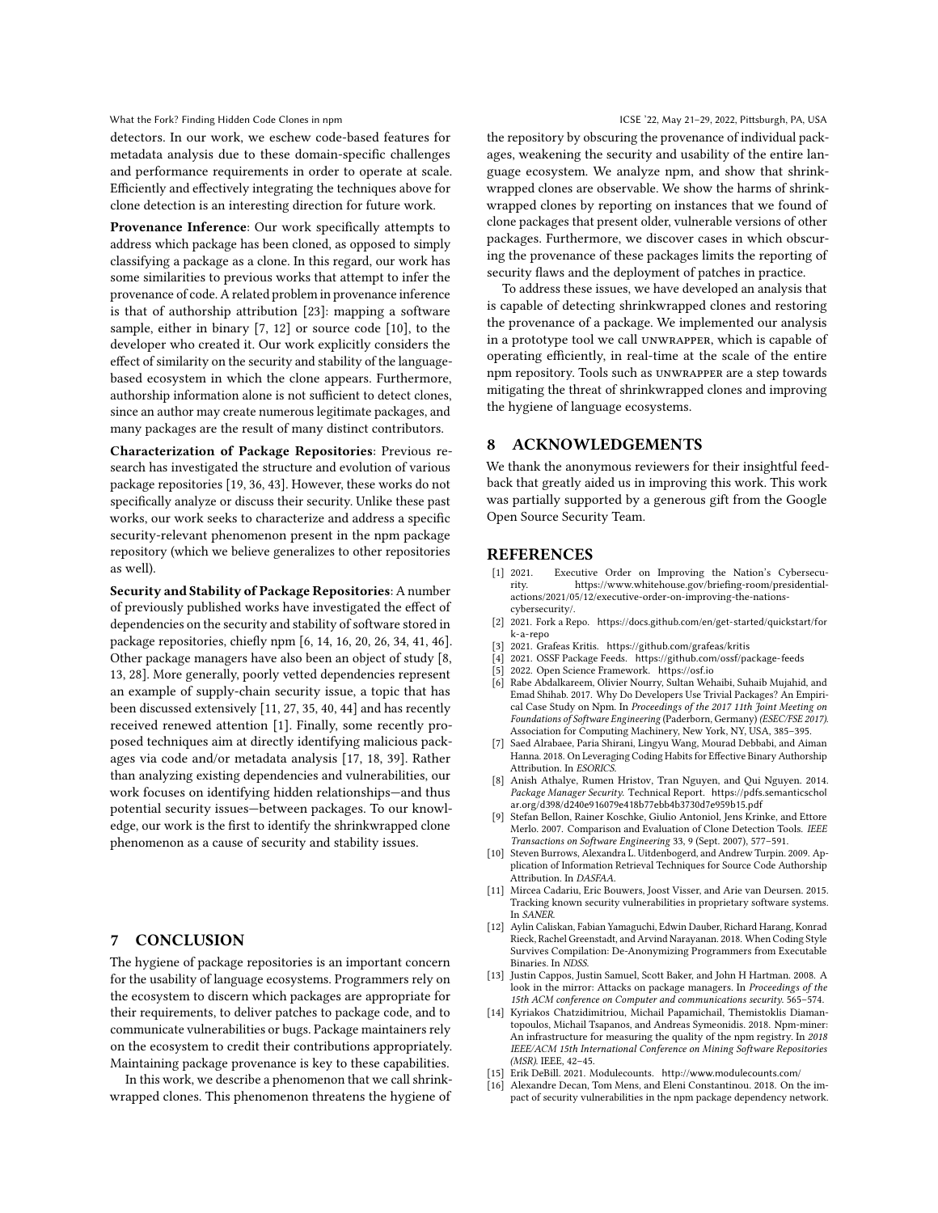detectors. In our work, we eschew code-based features for metadata analysis due to these domain-specific challenges and performance requirements in order to operate at scale. Efficiently and effectively integrating the techniques above for clone detection is an interesting direction for future work.

**Provenance Inference**: Our work specifically attempts to address which package has been cloned, as opposed to simply classifying a package as a clone. In this regard, our work has some similarities to previous works that attempt to infer the provenance of code. A related problem in provenance inference is that of authorship attribution [23]: mapping a software sample, either in binary [7, 12] or source code [10], to the developer who created it. Our work explicitly considers the effect of similarity on the security and stability of the language-based ecosystem in which the clone appears. Furthermore, authorship information alone is not sufficient to detect clones, since an author may create numerous legitimate packages, and many packages are the result of many distinct contributors.

**Characterization of Package Repositories**: Previous research has investigated the structure and evolution of various package repositories [19, 36, 43]. However, these works do not specifically analyze or discuss their security. Unlike these past works, our work seeks to characterize and address a specific security-relevant phenomenon present in the npm package repository (which we believe generalizes to other repositories as well).

**Security and Stability of Package Repositories**: A number of previously published works have investigated the effect of dependencies on the security and stability of software stored in package repositories, chiefly npm [6, 14, 16, 20, 26, 34, 41, 46]. Other package managers have also been an object of study [8, 13, 28]. More generally, poorly vetted dependencies represent an example of supply-chain security issue, a topic that has been discussed extensively [11, 27, 35, 40, 44] and has recently received renewed attention [1]. Finally, some recently proposed techniques aim at directly identifying malicious packages via code and/or metadata analysis [17, 18, 39]. Rather than analyzing existing dependencies and vulnerabilities, our work focuses on identifying hidden relationships—and thus potential security issues—between packages. To our knowledge, our work is the first to identify the shrinkwrapped clone phenomenon as a cause of security and stability issues.

## 7 CONCLUSION

The hygiene of package repositories is an important concern for the usability of language ecosystems. Programmers rely on the ecosystem to discern which packages are appropriate for their requirements, to deliver patches to package code, and to communicate vulnerabilities or bugs. Package maintainers rely on the ecosystem to credit their contributions appropriately. Maintaining package provenance is key to these capabilities.

In this work, we describe a phenomenon that we call shrinkwrapped clones. This phenomenon threatens the hygiene of the repository by obscuring the provenance of individual packages, weakening the security and usability of the entire language ecosystem. We analyze npm, and show that shrinkwrapped clones are observable. We show the harms of shrinkwrapped clones by reporting on instances that we found of clone packages that present older, vulnerable versions of other packages. Furthermore, we discover cases in which obscuring the provenance of these packages limits the reporting of security flaws and the deployment of patches in practice.

To address these issues, we have developed an analysis that is capable of detecting shrinkwrapped clones and restoring the provenance of a package. We implemented our analysis in a prototype tool we call UNWRAPPER, which is capable of operating efficiently, in real-time at the scale of the entire npm repository. Tools such as UNWRAPPER are a step towards mitigating the threat of shrinkwrapped clones and improving the hygiene of language ecosystems.

## 8 ACKNOWLEDGEMENTS

We thank the anonymous reviewers for their insightful feedback that greatly aided us in improving this work. This work was partially supported by a generous gift from the Google Open Source Security Team.

## REFERENCES

- [1] 2021. Executive Order on Improving the Nation's Cybersecurity. https://www.whitehouse.gov/briefing-room/presidential-actions/2021/05/12/executive-order-on-improving-the-nations-cybersecurity/.
- [2] 2021. Fork a Repo. https://docs.github.com/en/get-started/quickstart/fork-a-repo
- [3] 2021. Grafeas Kritis. https://github.com/grafeas/kritis
- [4] 2021. OSSF Package Feeds. https://github.com/ossf/package-feeds
- [5] 2022. Open Science Framework. https://osf.io
- [6] Rabe Abdalkareem, Olivier Nourry, Sultan Wehaibi, Suhaib Mujahid, and Emad Shihab. 2017. Why Do Developers Use Trivial Packages? An Empirical Case Study on Npm. In *Proceedings of the 2017 11th Joint Meeting on Foundations of Software Engineering* (Paderborn, Germany) *(ESEC/FSE 2017)*. Association for Computing Machinery, New York, NY, USA, 385–395.
- [7] Saed Alrabaee, Paria Shirani, Lingyu Wang, Mourad Debbabi, and Aiman Hanna. 2018. On Leveraging Coding Habits for Effective Binary Authorship Attribution. In *ESORICS*.
- [8] Anish Athalye, Rumen Hristov, Tran Nguyen, and Qui Nguyen. 2014. *Package Manager Security*. Technical Report. https://pdfs.semanticscholar.org/d398/d240e916079e418b77ebb4b3730d7e959b15.pdf
- [9] Stefan Bellon, Rainer Koschke, Giulio Antoniol, Jens Krinke, and Ettore Merlo. 2007. Comparison and Evaluation of Clone Detection Tools. *IEEE Transactions on Software Engineering* 33, 9 (Sept. 2007), 577–591.
- [10] Steven Burrows, Alexandra L. Uitdenbogerd, and Andrew Turpin. 2009. Application of Information Retrieval Techniques for Source Code Authorship Attribution. In *DASFAA*.
- [11] Mircea Cadariu, Eric Bouwers, Joost Visser, and Arie van Deursen. 2015. Tracking known security vulnerabilities in proprietary software systems. In *SANER*.
- [12] Aylin Caliskan, Fabian Yamaguchi, Edwin Dauber, Richard Harang, Konrad Rieck, Rachel Greenstadt, and Arvind Narayanan. 2018. When Coding Style Survives Compilation: De-Anonymizing Programmers from Executable Binaries. In *NDSS*.
- [13] Justin Cappos, Justin Samuel, Scott Baker, and John H Hartman. 2008. A look in the mirror: Attacks on package managers. In *Proceedings of the 15th ACM conference on Computer and communications security*. 565–574.
- [14] Kyriakos Chatzidimitriou, Michail Papamichail, Themistoklis Diamantopoulos, Michail Tsapanos, and Andreas Symeonidis. 2018. Npm-miner: An infrastructure for measuring the quality of the npm registry. In *2018 IEEE/ACM 15th International Conference on Mining Software Repositories (MSR)*. IEEE, 42–45.
- [15] Erik DeBill. 2021. Modulecounts. http://www.modulecounts.com/
- [16] Alexandre Decan, Tom Mens, and Eleni Constantinou. 2018. On the impact of security vulnerabilities in the npm package dependency network.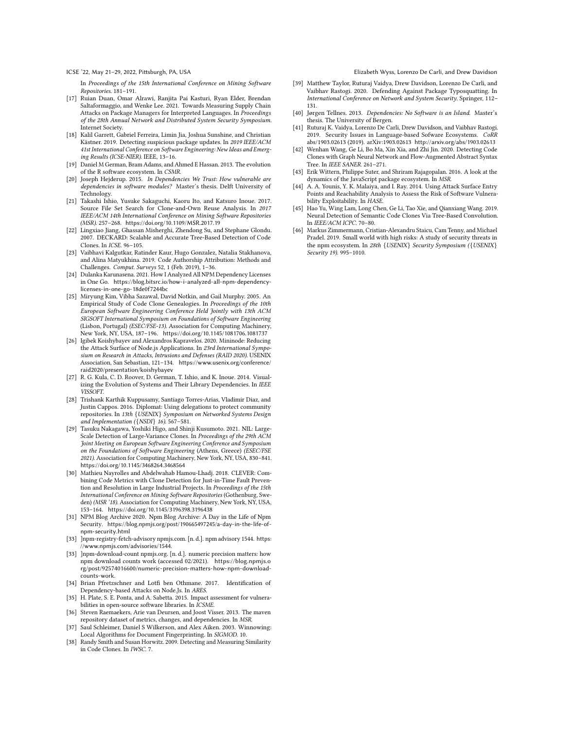In *Proceedings of the 15th International Conference on Mining Software Repositories*. 181–191.

[17] Ruian Duan, Omar Alrawi, Ranjita Pai Kasturi, Ryan Elder, Brendan Saltaformaggio, and Wenke Lee. 2021. Towards Measuring Supply Chain Attacks on Package Managers for Interpreted Languages. In *Proceedings of the 28th Annual Network and Distributed System Security Symposium*. Internet Society.

[18] Kalil Garrett, Gabriel Ferreira, Limin Jia, Joshua Sunshine, and Christian Kästner. 2019. Detecting suspicious package updates. In *2019 IEEE/ACM 41st International Conference on Software Engineering: New Ideas and Emerging Results (ICSE-NIER)*. IEEE, 13–16.

[19] Daniel M German, Bram Adams, and Ahmed E Hassan. 2013. The evolution of the R software ecosystem. In *CSMR*.

[20] Joseph Hejderup. 2015. *In Dependencies We Trust: How vulnerable are dependencies in software modules?* Master's thesis. Delft University of Technology.

[21] Takashi Ishio, Yusuke Sakaguchi, Kaoru Ito, and Katsuro Inoue. 2017. Source File Set Search for Clone-and-Own Reuse Analysis. In *2017 IEEE/ACM 14th International Conference on Mining Software Repositories (MSR)*. 257–268. https://doi.org/10.1109/MSR.2017.19

[22] Lingxiao Jiang, Ghassan Misherghi, Zhendong Su, and Stephane Glondu. 2007. DECKARD: Scalable and Accurate Tree-Based Detection of Code Clones. In *ICSE*. 96–105.

[23] Vaibhavi Kalgutkar, Ratinder Kaur, Hugo Gonzalez, Natalia Stakhanova, and Alina Matyukhina. 2019. Code Authorship Attribution: Methods and Challenges. *Comput. Surveys* 52, 1 (Feb. 2019), 1–36.

[24] Dulanka Karunasena. 2021. How I Analyzed All NPM Dependency Licenses in One Go. https://blog.bitsrc.io/how-i-analyzed-all-npm-dependency-licenses-in-one-go-18de0f7244bc

[25] Miryung Kim, Vibha Sazawal, David Notkin, and Gail Murphy. 2005. An Empirical Study of Code Clone Genealogies. In *Proceedings of the 10th European Software Engineering Conference Held Jointly with 13th ACM SIGSOFT International Symposium on Foundations of Software Engineering* (Lisbon, Portugal) *(ESEC/FSE-13)*. Association for Computing Machinery, New York, NY, USA, 187–196. https://doi.org/10.1145/1081706.1081737

[26] Igibek Koishybayev and Alexandros Kapravelos. 2020. Mininode: Reducing the Attack Surface of Node.js Applications. In *23rd International Symposium on Research in Attacks, Intrusions and Defenses (RAID 2020)*. USENIX Association, San Sebastian, 121–134. https://www.usenix.org/conference/raid2020/presentation/koishybayev

[27] R. G. Kula, C. D. Roover, D. German, T. Ishio, and K. Inoue. 2014. Visualizing the Evolution of Systems and Their Library Dependencies. In *IEEE VISSOFT*.

[28] Trishank Karthik Kuppusamy, Santiago Torres-Arias, Vladimir Diaz, and Justin Cappos. 2016. Diplomat: Using delegations to protect community repositories. In *13th {USENIX} Symposium on Networked Systems Design and Implementation ({NSDI} 16)*. 567–581.

[29] Tasuku Nakagawa, Yoshiki Higo, and Shinji Kusumoto. 2021. NIL: Large-Scale Detection of Large-Variance Clones. In *Proceedings of the 29th ACM Joint Meeting on European Software Engineering Conference and Symposium on the Foundations of Software Engineering* (Athens, Greece) *(ESEC/FSE 2021)*. Association for Computing Machinery, New York, NY, USA, 830–841. https://doi.org/10.1145/3468264.3468564

[30] Mathieu Nayrolles and Abdelwahab Hamou-Lhadj. 2018. CLEVER: Combining Code Metrics with Clone Detection for Just-in-Time Fault Prevention and Resolution in Large Industrial Projects. In *Proceedings of the 15th International Conference on Mining Software Repositories* (Gothenburg, Sweden) *(MSR '18)*. Association for Computing Machinery, New York, NY, USA, 153–164. https://doi.org/10.1145/3196398.3196438

[31] NPM Blog Archive 2020. Npm Blog Archive: A Day in the Life of Npm Security. https://blog.npmjs.org/post/190665497245/a-day-in-the-life-of-npm-security.html

[33] ]npm-registry-fetch-advisory npmjs.com. [n. d.]. npm advisory 1544. https://www.npmjs.com/advisories/1544.

[33] ]npm-download-count npmjs.org. [n. d.]. numeric precision matters: how npm download counts work (accessed 02/2021). https://blog.npmjs.org/post/92574016600/numeric-precision-matters-how-npm-download-counts-work.

[34] Brian Pfretzschner and Lotfi ben Othmane. 2017. Identification of Dependency-based Attacks on Node.Js. In *ARES*.

[35] H. Plate, S. E. Ponta, and A. Sabetta. 2015. Impact assessment for vulnerabilities in open-source software libraries. In *ICSME*.

[36] Steven Raemaekers, Arie van Deursen, and Joost Visser. 2013. The maven repository dataset of metrics, changes, and dependencies. In *MSR*.

[37] Saul Schleimer, Daniel S Wilkerson, and Alex Aiken. 2003. Winnowing: Local Algorithms for Document Fingerprinting. In *SIGMOD*. 10.

[38] Randy Smith and Susan Horwitz. 2009. Detecting and Measuring Similarity in Code Clones. In *IWSC*. 7.

[39] Matthew Taylor, Ruturaj Vaidya, Drew Davidson, Lorenzo De Carli, and Vaibhav Rastogi. 2020. Defending Against Package Typosquatting. In *International Conference on Network and System Security*. Springer, 112–131.

[40] Jørgen Tellnes. 2013. *Dependencies: No Software is an Island*. Master's thesis. The University of Bergen.

[41] Ruturaj K. Vaidya, Lorenzo De Carli, Drew Davidson, and Vaibhav Rastogi. 2019. Security Issues in Language-based Sofware Ecosystems. *CoRR* abs/1903.02613 (2019). arXiv:1903.02613 http://arxiv.org/abs/1903.02613

[42] Wenhan Wang, Ge Li, Bo Ma, Xin Xia, and Zhi Jin. 2020. Detecting Code Clones with Graph Neural Network and Flow-Augmented Abstract Syntax Tree. In *IEEE SANER*. 261–271.

[43] Erik Wittern, Philippe Suter, and Shriram Rajagopalan. 2016. A look at the dynamics of the JavaScript package ecosystem. In *MSR*.

[44] A. A. Younis, Y. K. Malaiya, and I. Ray. 2014. Using Attack Surface Entry Points and Reachability Analysis to Assess the Risk of Software Vulnerability Exploitability. In *HASE*.

[45] Hao Yu, Wing Lam, Long Chen, Ge Li, Tao Xie, and Qianxiang Wang. 2019. Neural Detection of Semantic Code Clones Via Tree-Based Convolution. In *IEEE/ACM ICPC*. 70–80.

[46] Markus Zimmermann, Cristian-Alexandru Staicu, Cam Tenny, and Michael Pradel. 2019. Small world with high risks: A study of security threats in the npm ecosystem. In *28th {USENIX} Security Symposium ({USENIX} Security 19)*. 995–1010.